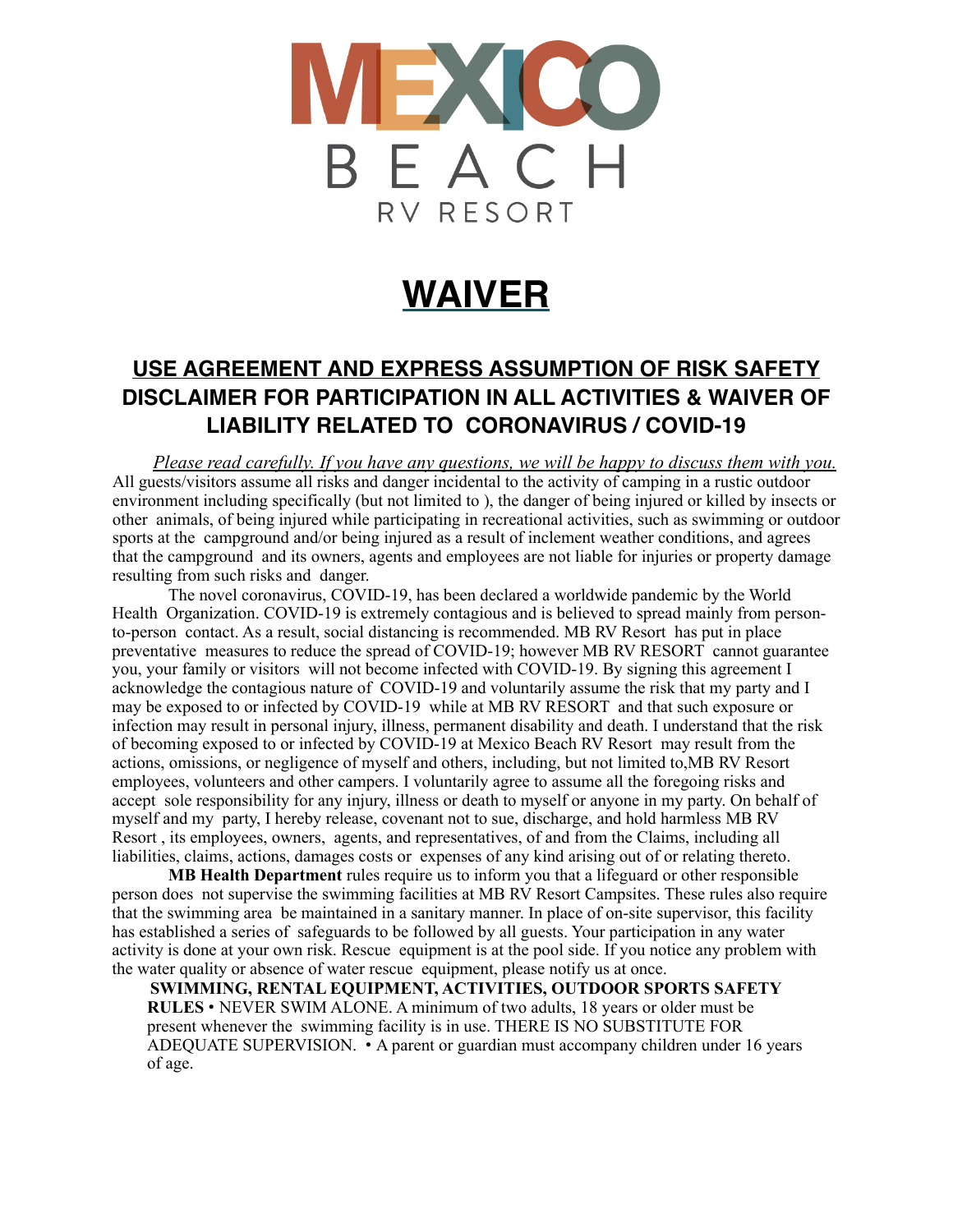# MEXICO BEACH RV RESORT

# WAIVER

## USE AGREEMENT AND EXPRESS ASSUMPTION OF RISK SAFETY DISCLAIMER FOR PARTICIPATION IN ALL ACTIVITIES & WAIVER OF LIABILITY RELATED TO CORONAVIRUS / COVID-19

*Please read carefully. If you have any questions, we will be happy to discuss them with you.*

All guests/visitors assume all risks and danger incidental to the activity of camping in a rustic outdoor environment including specifically (but not limited to ), the danger of being injured or killed by insects or other animals, of being injured while participating in recreational activities, such as swimming or outdoor sports at the campground and/or being injured as a result of inclement weather conditions, and agrees that the campground and its owners, agents and employees are not liable for injuries or property damage resulting from such risks and danger.

The novel coronavirus, COVID-19, has been declared a worldwide pandemic by the World Health Organization. COVID-19 is extremely contagious and is believed to spread mainly from person-to-person contact. As a result, social distancing is recommended. MB RV Resort has put in place preventative measures to reduce the spread of COVID-19; however MB RV RESORT cannot guarantee you, your family or visitors will not become infected with COVID-19. By signing this agreement I acknowledge the contagious nature of COVID-19 and voluntarily assume the risk that my party and I may be exposed to or infected by COVID-19 while at MB RV RESORT and that such exposure or infection may result in personal injury, illness, permanent disability and death. I understand that the risk of becoming exposed to or infected by COVID-19 at Mexico Beach RV Resort may result from the actions, omissions, or negligence of myself and others, including, but not limited to,MB RV Resort employees, volunteers and other campers. I voluntarily agree to assume all the foregoing risks and accept sole responsibility for any injury, illness or death to myself or anyone in my party. On behalf of myself and my party, I hereby release, covenant not to sue, discharge, and hold harmless MB RV Resort , its employees, owners, agents, and representatives, of and from the Claims, including all liabilities, claims, actions, damages costs or expenses of any kind arising out of or relating thereto.

**MB Health Department** rules require us to inform you that a lifeguard or other responsible person does not supervise the swimming facilities at MB RV Resort Campsites. These rules also require that the swimming area be maintained in a sanitary manner. In place of on-site supervisor, this facility has established a series of safeguards to be followed by all guests. Your participation in any water activity is done at your own risk. Rescue equipment is at the pool side. If you notice any problem with the water quality or absence of water rescue equipment, please notify us at once.

**SWIMMING, RENTAL EQUIPMENT, ACTIVITIES, OUTDOOR SPORTS SAFETY RULES** • NEVER SWIM ALONE. A minimum of two adults, 18 years or older must be present whenever the swimming facility is in use. THERE IS NO SUBSTITUTE FOR ADEQUATE SUPERVISION. • A parent or guardian must accompany children under 16 years of age.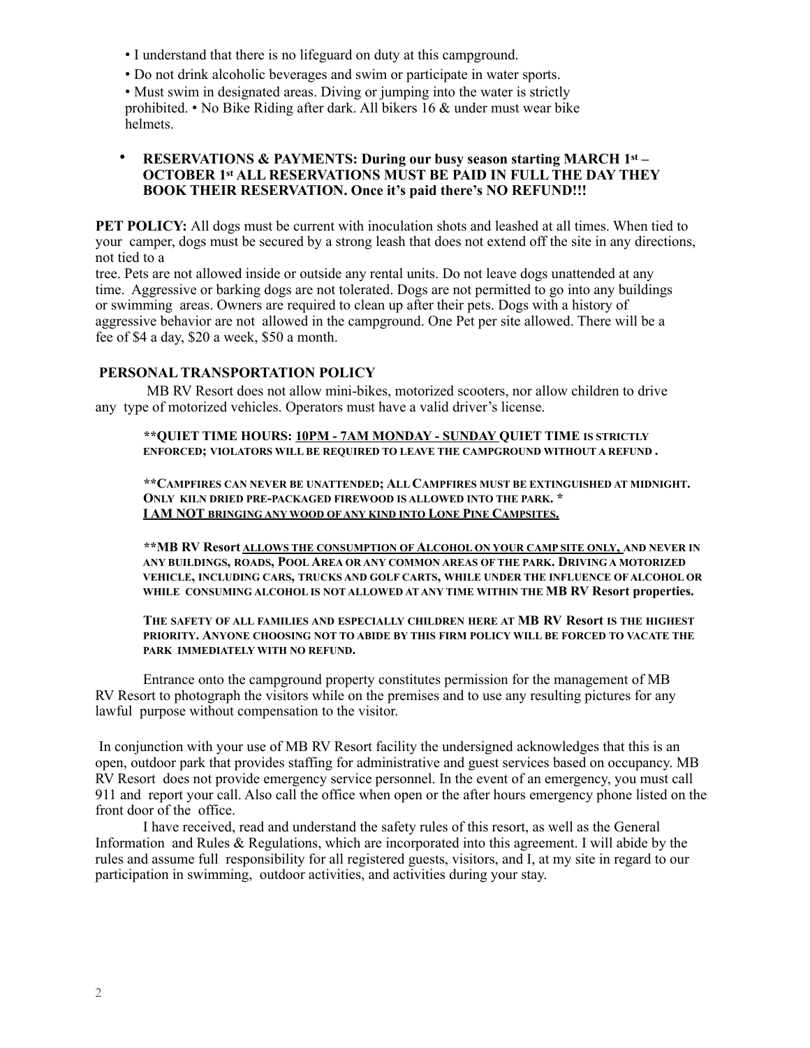- I understand that there is no lifeguard on duty at this campground.
- Do not drink alcoholic beverages and swim or participate in water sports.
- Must swim in designated areas. Diving or jumping into the water is strictly prohibited. • No Bike Riding after dark. All bikers 16 & under must wear bike helmets.

- **RESERVATIONS & PAYMENTS: During our busy season starting MARCH 1st – OCTOBER 1st ALL RESERVATIONS MUST BE PAID IN FULL THE DAY THEY BOOK THEIR RESERVATION. Once it's paid there's NO REFUND!!!**

**PET POLICY:** All dogs must be current with inoculation shots and leashed at all times. When tied to your camper, dogs must be secured by a strong leash that does not extend off the site in any directions, not tied to a tree. Pets are not allowed inside or outside any rental units. Do not leave dogs unattended at any time. Aggressive or barking dogs are not tolerated. Dogs are not permitted to go into any buildings or swimming areas. Owners are required to clean up after their pets. Dogs with a history of aggressive behavior are not allowed in the campground. One Pet per site allowed. There will be a fee of $4 a day, $20 a week, $50 a month.

**PERSONAL TRANSPORTATION POLICY**

MB RV Resort does not allow mini-bikes, motorized scooters, nor allow children to drive any type of motorized vehicles. Operators must have a valid driver's license.

**\*\*QUIET TIME HOURS: <u>10PM - 7AM MONDAY - SUNDAY</u> QUIET TIME IS STRICTLY ENFORCED; VIOLATORS WILL BE REQUIRED TO LEAVE THE CAMPGROUND WITHOUT A REFUND .**

**\*\*CAMPFIRES CAN NEVER BE UNATTENDED; ALL CAMPFIRES MUST BE EXTINGUISHED AT MIDNIGHT. ONLY KILN DRIED PRE-PACKAGED FIREWOOD IS ALLOWED INTO THE PARK. \***
**<u>I AM NOT BRINGING ANY WOOD OF ANY KIND INTO LONE PINE CAMPSITES.</u>**

**\*\*MB RV Resort <u>ALLOWS THE CONSUMPTION OF ALCOHOL ON YOUR CAMP SITE ONLY,</u> AND NEVER IN ANY BUILDINGS, ROADS, POOL AREA OR ANY COMMON AREAS OF THE PARK. DRIVING A MOTORIZED VEHICLE, INCLUDING CARS, TRUCKS AND GOLF CARTS, WHILE UNDER THE INFLUENCE OF ALCOHOL OR WHILE CONSUMING ALCOHOL IS NOT ALLOWED AT ANY TIME WITHIN THE MB RV Resort properties.**

**THE SAFETY OF ALL FAMILIES AND ESPECIALLY CHILDREN HERE AT MB RV Resort IS THE HIGHEST PRIORITY. ANYONE CHOOSING NOT TO ABIDE BY THIS FIRM POLICY WILL BE FORCED TO VACATE THE PARK IMMEDIATELY WITH NO REFUND.**

Entrance onto the campground property constitutes permission for the management of MB RV Resort to photograph the visitors while on the premises and to use any resulting pictures for any lawful purpose without compensation to the visitor.

In conjunction with your use of MB RV Resort facility the undersigned acknowledges that this is an open, outdoor park that provides staffing for administrative and guest services based on occupancy. MB RV Resort does not provide emergency service personnel. In the event of an emergency, you must call 911 and report your call. Also call the office when open or the after hours emergency phone listed on the front door of the office.

I have received, read and understand the safety rules of this resort, as well as the General Information and Rules & Regulations, which are incorporated into this agreement. I will abide by the rules and assume full responsibility for all registered guests, visitors, and I, at my site in regard to our participation in swimming, outdoor activities, and activities during your stay.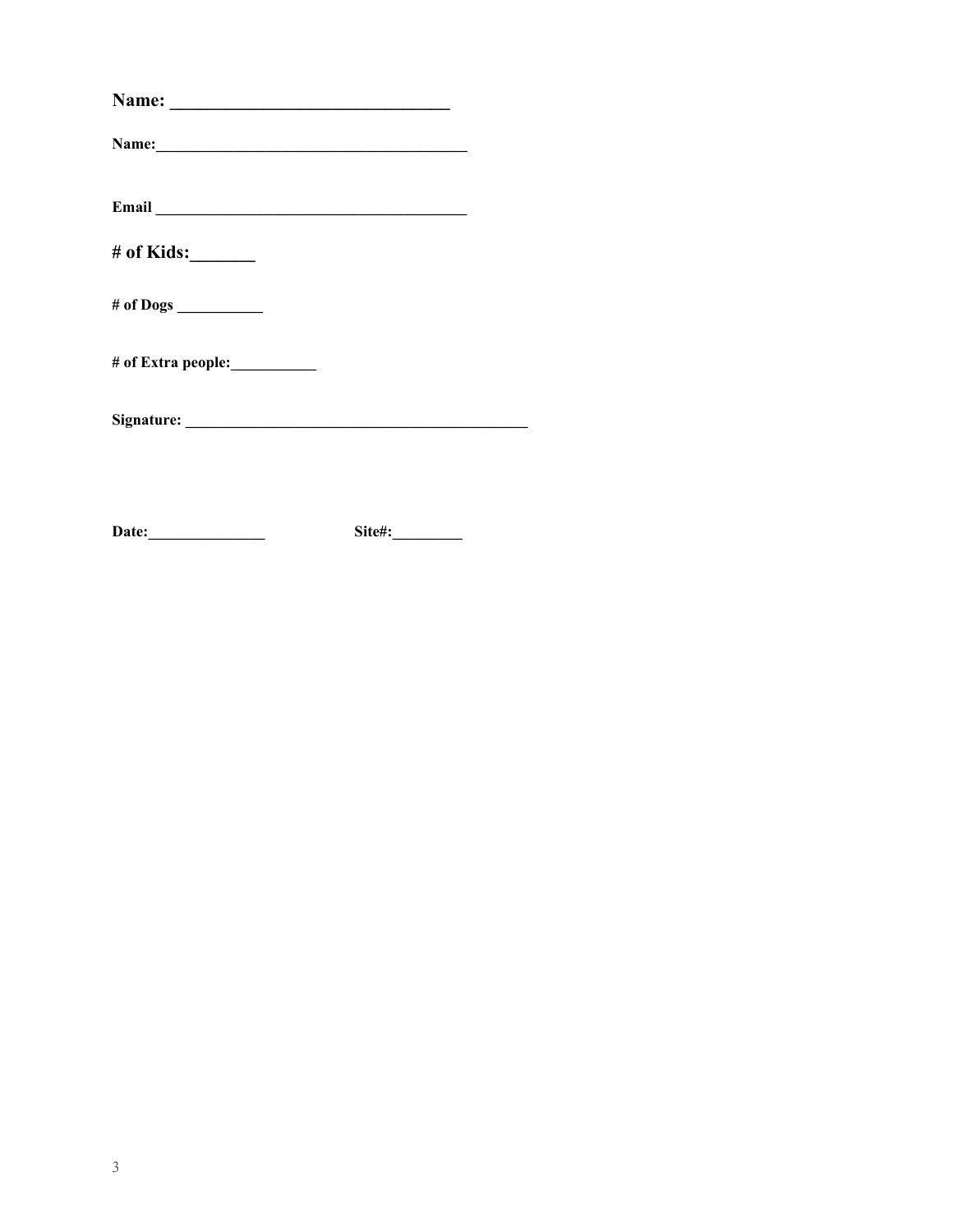**Name: ______________________________**

**Name:______________________________________**

**Email ______________________________________**

**# of Kids:_______**

**# of Dogs ___________**

**# of Extra people:___________**

**Signature: _____________________________________________**

**Date:_______________** **Site#:_________**